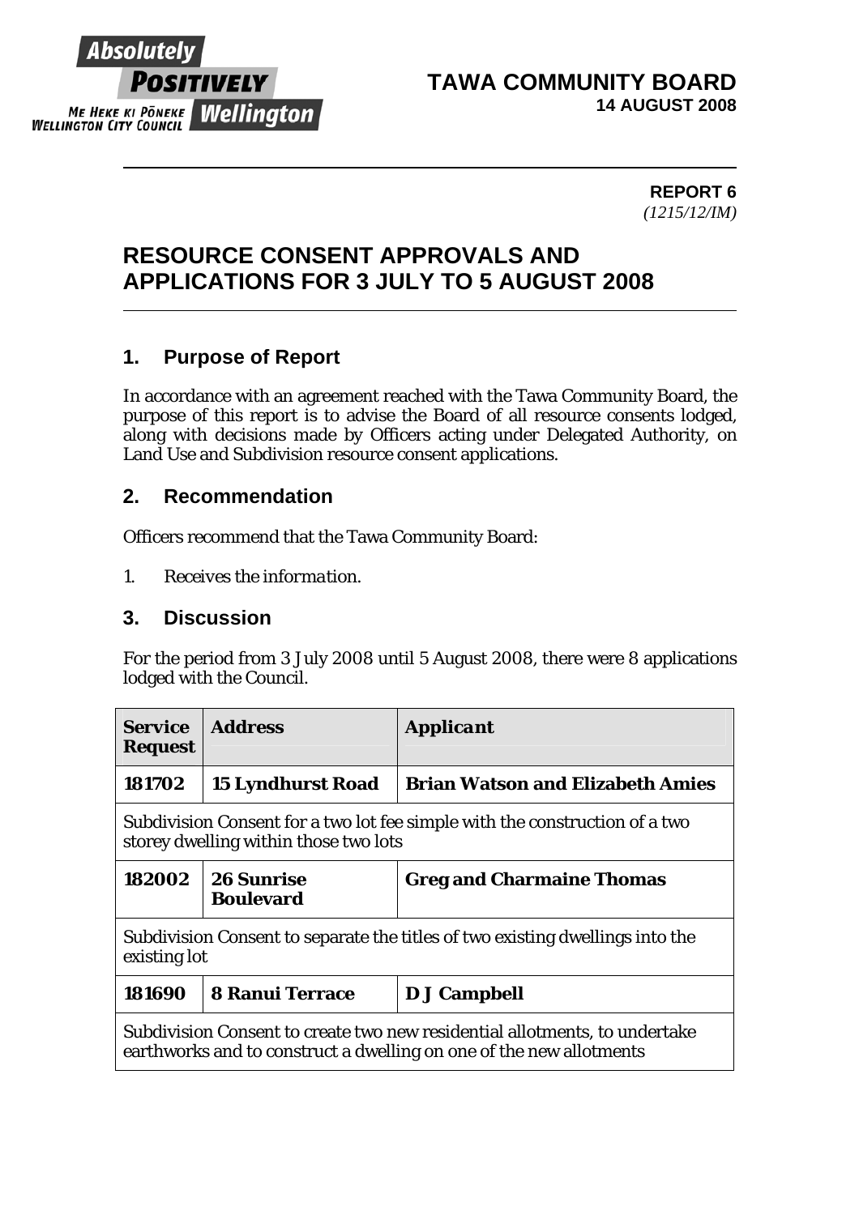Absolutely POSITIVELY ME HEKE KI PŌNEKE WELLINGTON CITY COUNCIL Wellington

**TAWA COMMUNITY BOARD**
**14 AUGUST 2008**

**REPORT 6**
*(1215/12/IM)*

# RESOURCE CONSENT APPROVALS AND APPLICATIONS FOR 3 JULY TO 5 AUGUST 2008

## 1. Purpose of Report

In accordance with an agreement reached with the Tawa Community Board, the purpose of this report is to advise the Board of all resource consents lodged, along with decisions made by Officers acting under Delegated Authority, on Land Use and Subdivision resource consent applications.

## 2. Recommendation

Officers recommend that the Tawa Community Board:

1. *Receives the information.*

## 3. Discussion

For the period from 3 July 2008 until 5 August 2008, there were 8 applications lodged with the Council.

| **Service Request** | **Address** | ***Applicant*** |
|---|---|---|
| **181702** | **15 Lyndhurst Road** | **Brian Watson and Elizabeth Amies** |
| Subdivision Consent for a two lot fee simple with the construction of a two storey dwelling within those two lots | | |
| **182002** | **26 Sunrise Boulevard** | **Greg and Charmaine Thomas** |
| Subdivision Consent to separate the titles of two existing dwellings into the existing lot | | |
| **181690** | **8 Ranui Terrace** | **D J Campbell** |
| Subdivision Consent to create two new residential allotments, to undertake earthworks and to construct a dwelling on one of the new allotments | | |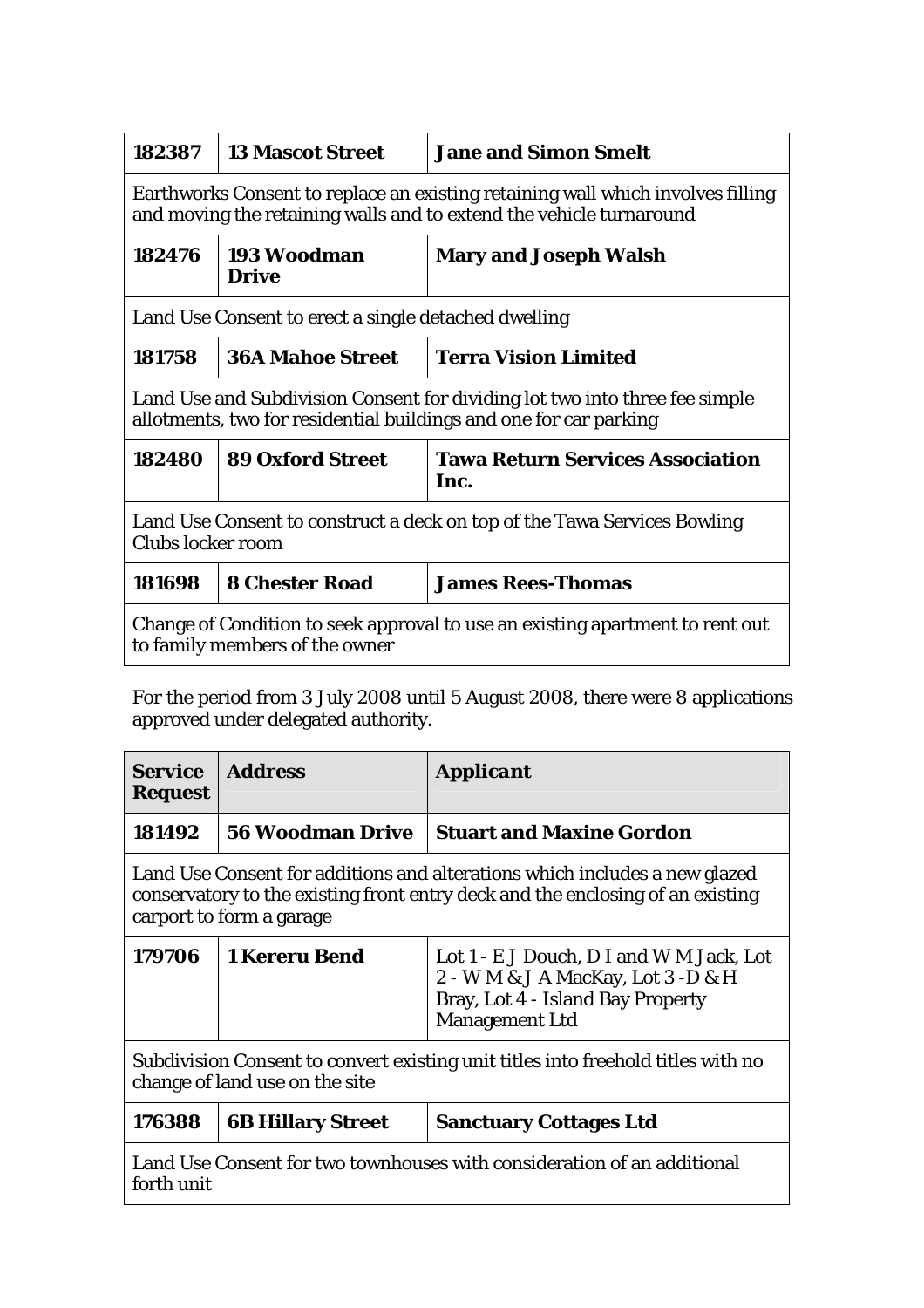| 182387 | 13 Mascot Street | Jane and Simon Smelt |
|---|---|---|
| Earthworks Consent to replace an existing retaining wall which involves filling and moving the retaining walls and to extend the vehicle turnaround | | |
| **182476** | **193 Woodman Drive** | **Mary and Joseph Walsh** |
| Land Use Consent to erect a single detached dwelling | | |
| **181758** | **36A Mahoe Street** | **Terra Vision Limited** |
| Land Use and Subdivision Consent for dividing lot two into three fee simple allotments, two for residential buildings and one for car parking | | |
| **182480** | **89 Oxford Street** | **Tawa Return Services Association Inc.** |
| Land Use Consent to construct a deck on top of the Tawa Services Bowling Clubs locker room | | |
| **181698** | **8 Chester Road** | **James Rees-Thomas** |
| Change of Condition to seek approval to use an existing apartment to rent out to family members of the owner | | |

For the period from 3 July 2008 until 5 August 2008, there were 8 applications approved under delegated authority.

| Service Request | Address | *Applicant* |
|---|---|---|
| **181492** | **56 Woodman Drive** | **Stuart and Maxine Gordon** |
| Land Use Consent for additions and alterations which includes a new glazed conservatory to the existing front entry deck and the enclosing of an existing carport to form a garage | | |
| **179706** | **1 Kereru Bend** | Lot 1 - E J Douch, D I and W M Jack, Lot 2 - W M & J A MacKay, Lot 3 -D & H Bray, Lot 4 - Island Bay Property Management Ltd |
| Subdivision Consent to convert existing unit titles into freehold titles with no change of land use on the site | | |
| **176388** | **6B Hillary Street** | **Sanctuary Cottages Ltd** |
| Land Use Consent for two townhouses with consideration of an additional forth unit | | |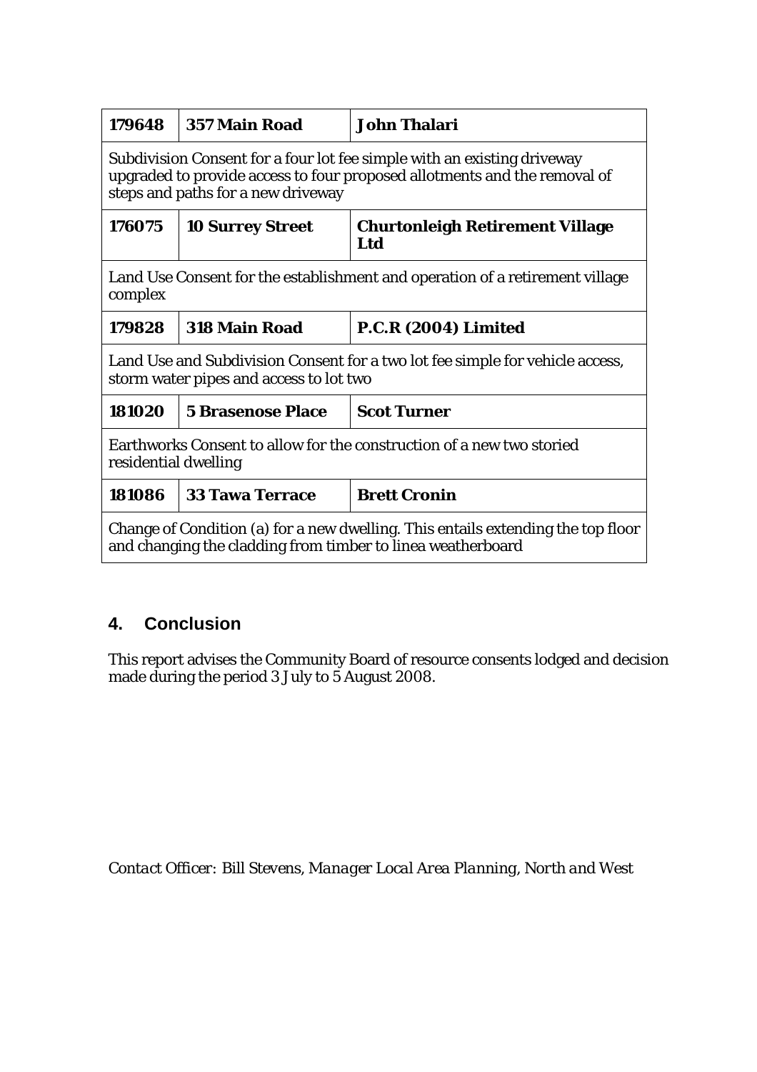| | | |
|---|---|---|
| **179648** | **357 Main Road** | **John Thalari** |
| Subdivision Consent for a four lot fee simple with an existing driveway upgraded to provide access to four proposed allotments and the removal of steps and paths for a new driveway | | |
| **176075** | **10 Surrey Street** | **Churtonleigh Retirement Village Ltd** |
| Land Use Consent for the establishment and operation of a retirement village complex | | |
| **179828** | **318 Main Road** | **P.C.R (2004) Limited** |
| Land Use and Subdivision Consent for a two lot fee simple for vehicle access, storm water pipes and access to lot two | | |
| **181020** | **5 Brasenose Place** | **Scot Turner** |
| Earthworks Consent to allow for the construction of a new two storied residential dwelling | | |
| **181086** | **33 Tawa Terrace** | **Brett Cronin** |
| Change of Condition (a) for a new dwelling. This entails extending the top floor and changing the cladding from timber to linea weatherboard | | |

## 4. Conclusion

This report advises the Community Board of resource consents lodged and decision made during the period 3 July to 5 August 2008.

*Contact Officer: Bill Stevens, Manager Local Area Planning, North and West*